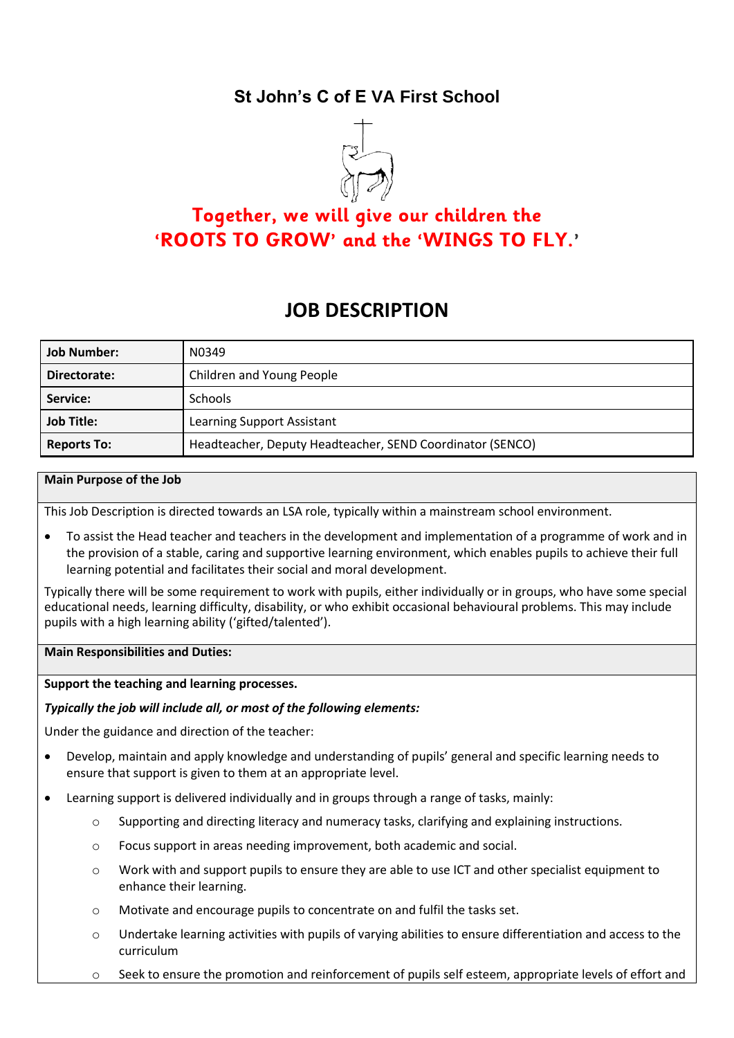# St John's C of E VA First School

**Together, we will give our children the 'ROOTS TO GROW' and the 'WINGS TO FLY.'**

## JOB DESCRIPTION

| **Job Number:** | N0349 |
|---|---|
| **Directorate:** | Children and Young People |
| **Service:** | Schools |
| **Job Title:** | Learning Support Assistant |
| **Reports To:** | Headteacher, Deputy Headteacher, SEND Coordinator (SENCO) |

**Main Purpose of the Job**

This Job Description is directed towards an LSA role, typically within a mainstream school environment.

- To assist the Head teacher and teachers in the development and implementation of a programme of work and in the provision of a stable, caring and supportive learning environment, which enables pupils to achieve their full learning potential and facilitates their social and moral development.

Typically there will be some requirement to work with pupils, either individually or in groups, who have some special educational needs, learning difficulty, disability, or who exhibit occasional behavioural problems. This may include pupils with a high learning ability ('gifted/talented').

**Main Responsibilities and Duties:**

**Support the teaching and learning processes.**

***Typically the job will include all, or most of the following elements:***

Under the guidance and direction of the teacher:

- Develop, maintain and apply knowledge and understanding of pupils' general and specific learning needs to ensure that support is given to them at an appropriate level.
- Learning support is delivered individually and in groups through a range of tasks, mainly:
  - Supporting and directing literacy and numeracy tasks, clarifying and explaining instructions.
  - Focus support in areas needing improvement, both academic and social.
  - Work with and support pupils to ensure they are able to use ICT and other specialist equipment to enhance their learning.
  - Motivate and encourage pupils to concentrate on and fulfil the tasks set.
  - Undertake learning activities with pupils of varying abilities to ensure differentiation and access to the curriculum
  - Seek to ensure the promotion and reinforcement of pupils self esteem, appropriate levels of effort and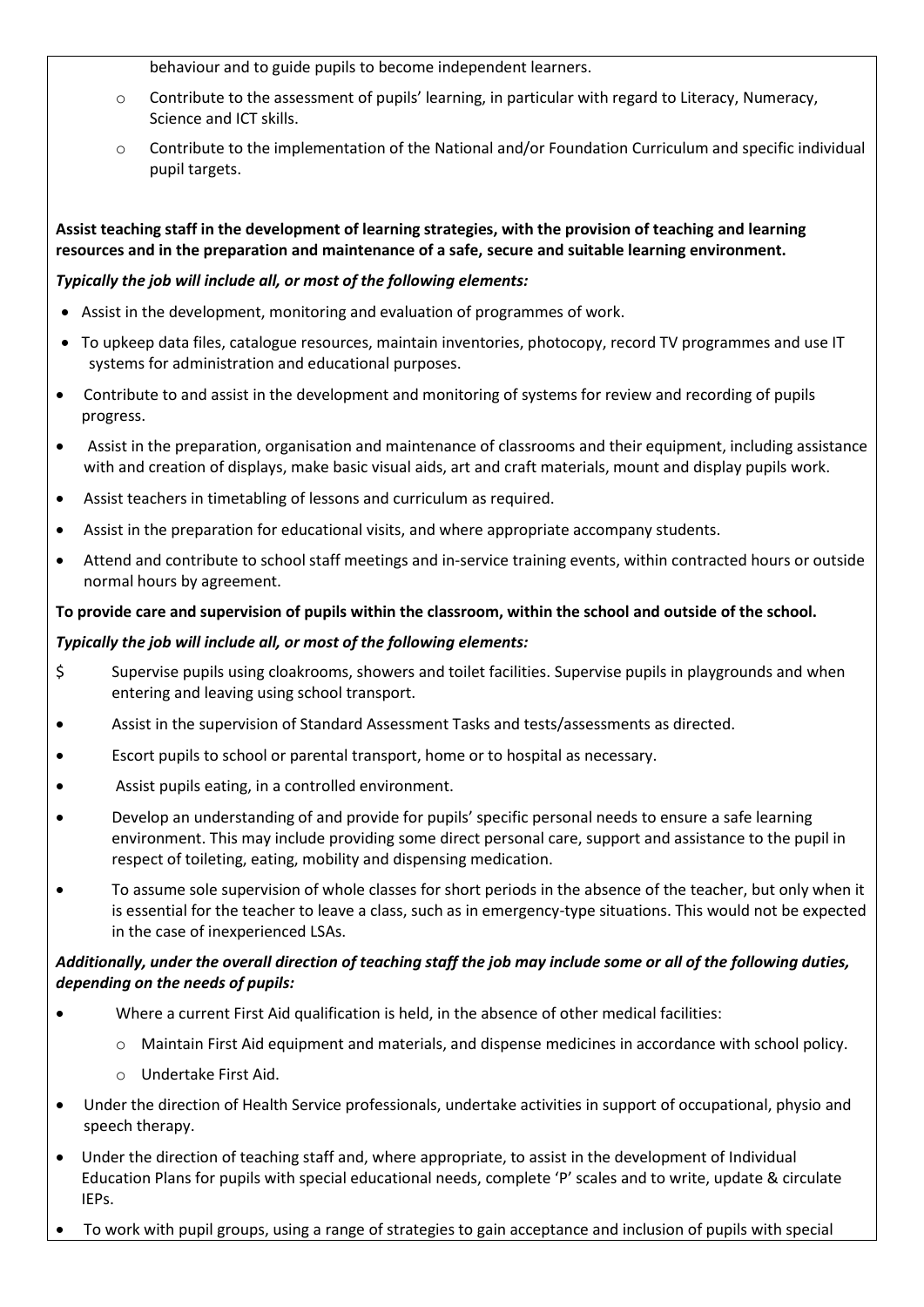behaviour and to guide pupils to become independent learners.

- Contribute to the assessment of pupils' learning, in particular with regard to Literacy, Numeracy, Science and ICT skills.
- Contribute to the implementation of the National and/or Foundation Curriculum and specific individual pupil targets.

**Assist teaching staff in the development of learning strategies, with the provision of teaching and learning resources and in the preparation and maintenance of a safe, secure and suitable learning environment.**

***Typically the job will include all, or most of the following elements:***

- Assist in the development, monitoring and evaluation of programmes of work.
- To upkeep data files, catalogue resources, maintain inventories, photocopy, record TV programmes and use IT systems for administration and educational purposes.
- Contribute to and assist in the development and monitoring of systems for review and recording of pupils progress.
- Assist in the preparation, organisation and maintenance of classrooms and their equipment, including assistance with and creation of displays, make basic visual aids, art and craft materials, mount and display pupils work.
- Assist teachers in timetabling of lessons and curriculum as required.
- Assist in the preparation for educational visits, and where appropriate accompany students.
- Attend and contribute to school staff meetings and in-service training events, within contracted hours or outside normal hours by agreement.

**To provide care and supervision of pupils within the classroom, within the school and outside of the school.**

***Typically the job will include all, or most of the following elements:***

- Supervise pupils using cloakrooms, showers and toilet facilities. Supervise pupils in playgrounds and when entering and leaving using school transport.
- Assist in the supervision of Standard Assessment Tasks and tests/assessments as directed.
- Escort pupils to school or parental transport, home or to hospital as necessary.
- Assist pupils eating, in a controlled environment.
- Develop an understanding of and provide for pupils' specific personal needs to ensure a safe learning environment. This may include providing some direct personal care, support and assistance to the pupil in respect of toileting, eating, mobility and dispensing medication.
- To assume sole supervision of whole classes for short periods in the absence of the teacher, but only when it is essential for the teacher to leave a class, such as in emergency-type situations. This would not be expected in the case of inexperienced LSAs.

***Additionally, under the overall direction of teaching staff the job may include some or all of the following duties, depending on the needs of pupils:***

- Where a current First Aid qualification is held, in the absence of other medical facilities:
  - Maintain First Aid equipment and materials, and dispense medicines in accordance with school policy.
  - Undertake First Aid.
- Under the direction of Health Service professionals, undertake activities in support of occupational, physio and speech therapy.
- Under the direction of teaching staff and, where appropriate, to assist in the development of Individual Education Plans for pupils with special educational needs, complete 'P' scales and to write, update & circulate IEPs.
- To work with pupil groups, using a range of strategies to gain acceptance and inclusion of pupils with special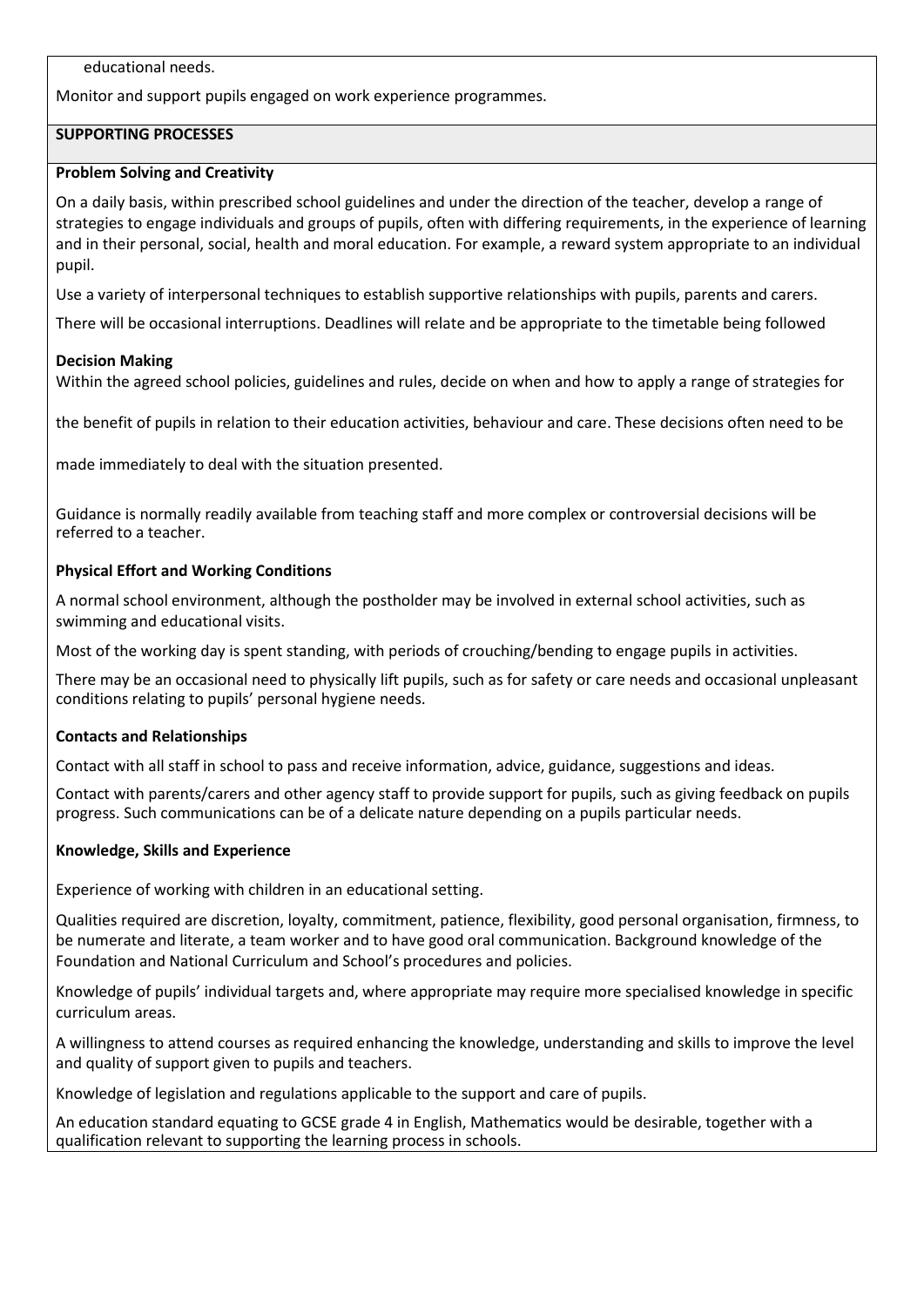educational needs.

Monitor and support pupils engaged on work experience programmes.

## SUPPORTING PROCESSES

**Problem Solving and Creativity**

On a daily basis, within prescribed school guidelines and under the direction of the teacher, develop a range of strategies to engage individuals and groups of pupils, often with differing requirements, in the experience of learning and in their personal, social, health and moral education. For example, a reward system appropriate to an individual pupil.

Use a variety of interpersonal techniques to establish supportive relationships with pupils, parents and carers.

There will be occasional interruptions. Deadlines will relate and be appropriate to the timetable being followed

**Decision Making**

Within the agreed school policies, guidelines and rules, decide on when and how to apply a range of strategies for the benefit of pupils in relation to their education activities, behaviour and care. These decisions often need to be made immediately to deal with the situation presented.

Guidance is normally readily available from teaching staff and more complex or controversial decisions will be referred to a teacher.

**Physical Effort and Working Conditions**

A normal school environment, although the postholder may be involved in external school activities, such as swimming and educational visits.

Most of the working day is spent standing, with periods of crouching/bending to engage pupils in activities.

There may be an occasional need to physically lift pupils, such as for safety or care needs and occasional unpleasant conditions relating to pupils' personal hygiene needs.

**Contacts and Relationships**

Contact with all staff in school to pass and receive information, advice, guidance, suggestions and ideas.

Contact with parents/carers and other agency staff to provide support for pupils, such as giving feedback on pupils progress. Such communications can be of a delicate nature depending on a pupils particular needs.

**Knowledge, Skills and Experience**

Experience of working with children in an educational setting.

Qualities required are discretion, loyalty, commitment, patience, flexibility, good personal organisation, firmness, to be numerate and literate, a team worker and to have good oral communication. Background knowledge of the Foundation and National Curriculum and School's procedures and policies.

Knowledge of pupils' individual targets and, where appropriate may require more specialised knowledge in specific curriculum areas.

A willingness to attend courses as required enhancing the knowledge, understanding and skills to improve the level and quality of support given to pupils and teachers.

Knowledge of legislation and regulations applicable to the support and care of pupils.

An education standard equating to GCSE grade 4 in English, Mathematics would be desirable, together with a qualification relevant to supporting the learning process in schools.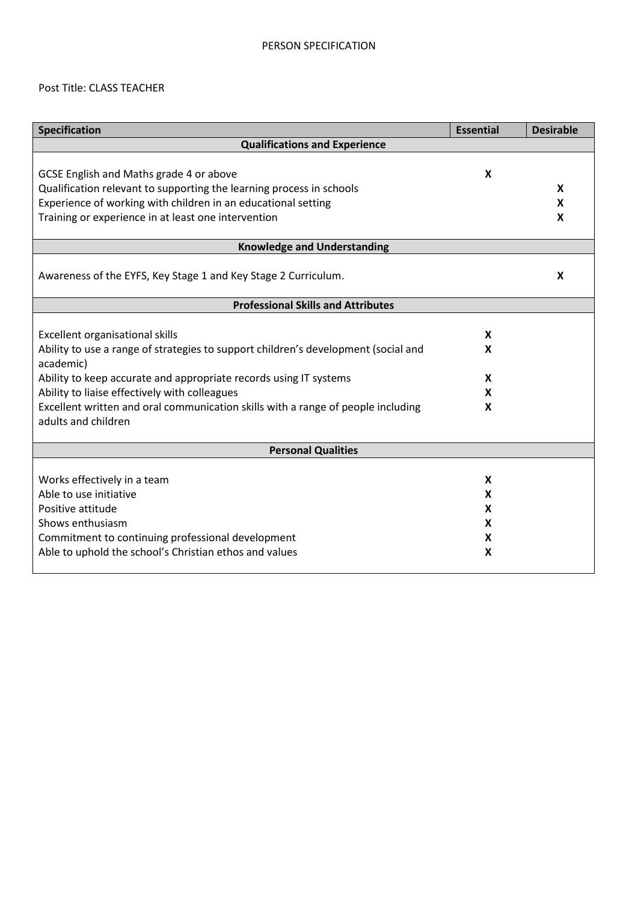PERSON SPECIFICATION

Post Title: CLASS TEACHER

| Specification | Essential | Desirable |
|---|---|---|
| **Qualifications and Experience** | | |
| GCSE English and Maths grade 4 or above | X | |
| Qualification relevant to supporting the learning process in schools | | X |
| Experience of working with children in an educational setting | | X |
| Training or experience in at least one intervention | | X |
| **Knowledge and Understanding** | | |
| Awareness of the EYFS, Key Stage 1 and Key Stage 2 Curriculum. | | X |
| **Professional Skills and Attributes** | | |
| Excellent organisational skills | X | |
| Ability to use a range of strategies to support children's development (social and academic) | X | |
| Ability to keep accurate and appropriate records using IT systems | X | |
| Ability to liaise effectively with colleagues | X | |
| Excellent written and oral communication skills with a range of people including adults and children | X | |
| **Personal Qualities** | | |
| Works effectively in a team | X | |
| Able to use initiative | X | |
| Positive attitude | X | |
| Shows enthusiasm | X | |
| Commitment to continuing professional development | X | |
| Able to uphold the school's Christian ethos and values | X | |